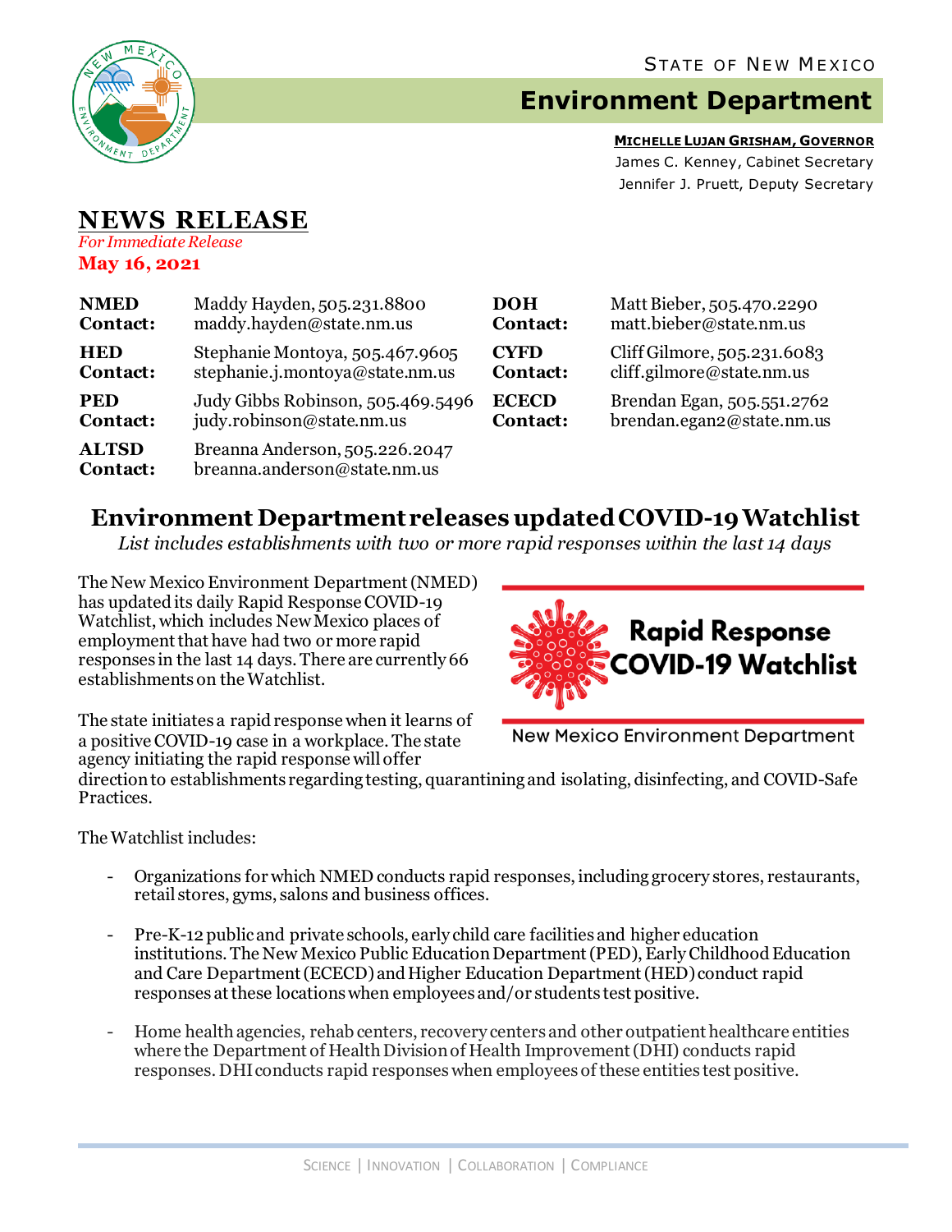STATE OF NEW MEXICO

# Environment Department

**MICHELLE LUJAN GRISHAM, GOVERNOR**
James C. Kenney, Cabinet Secretary
Jennifer J. Pruett, Deputy Secretary

## NEWS RELEASE

*For Immediate Release*
**May 16, 2021**

| | | | |
|---|---|---|---|
| **NMED Contact:** | Maddy Hayden, 505.231.8800 maddy.hayden@state.nm.us | **DOH Contact:** | Matt Bieber, 505.470.2290 matt.bieber@state.nm.us |
| **HED Contact:** | Stephanie Montoya, 505.467.9605 stephanie.j.montoya@state.nm.us | **CYFD Contact:** | Cliff Gilmore, 505.231.6083 cliff.gilmore@state.nm.us |
| **PED Contact:** | Judy Gibbs Robinson, 505.469.5496 judy.robinson@state.nm.us | **ECECD Contact:** | Brendan Egan, 505.551.2762 brendan.egan2@state.nm.us |
| **ALTSD Contact:** | Breanna Anderson, 505.226.2047 breanna.anderson@state.nm.us | | |

## Environment Department releases updated COVID-19 Watchlist

*List includes establishments with two or more rapid responses within the last 14 days*

The New Mexico Environment Department (NMED) has updated its daily Rapid Response COVID-19 Watchlist, which includes New Mexico places of employment that have had two or more rapid responses in the last 14 days. There are currently 66 establishments on the Watchlist.

Rapid Response COVID-19 Watchlist

New Mexico Environment Department

The state initiates a rapid response when it learns of a positive COVID-19 case in a workplace. The state agency initiating the rapid response will offer direction to establishments regarding testing, quarantining and isolating, disinfecting, and COVID-Safe Practices.

The Watchlist includes:

- Organizations for which NMED conducts rapid responses, including grocery stores, restaurants, retail stores, gyms, salons and business offices.
- Pre-K-12 public and private schools, early child care facilities and higher education institutions. The New Mexico Public Education Department (PED), Early Childhood Education and Care Department (ECECD) and Higher Education Department (HED) conduct rapid responses at these locations when employees and/or students test positive.
- Home health agencies, rehab centers, recovery centers and other outpatient healthcare entities where the Department of Health Division of Health Improvement (DHI) conducts rapid responses. DHI conducts rapid responses when employees of these entities test positive.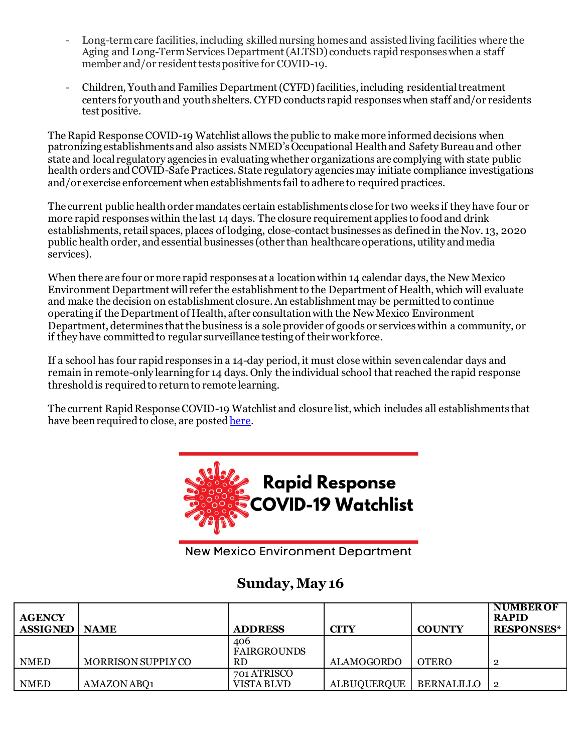- Long-term care facilities, including skilled nursing homes and assisted living facilities where the Aging and Long-Term Services Department (ALTSD) conducts rapid responses when a staff member and/or resident tests positive for COVID-19.

- Children, Youth and Families Department (CYFD) facilities, including residential treatment centers for youth and youth shelters. CYFD conducts rapid responses when staff and/or residents test positive.

The Rapid Response COVID-19 Watchlist allows the public to make more informed decisions when patronizing establishments and also assists NMED's Occupational Health and Safety Bureau and other state and local regulatory agencies in evaluating whether organizations are complying with state public health orders and COVID-Safe Practices. State regulatory agencies may initiate compliance investigations and/or exercise enforcement when establishments fail to adhere to required practices.

The current public health order mandates certain establishments close for two weeks if they have four or more rapid responses within the last 14 days. The closure requirement applies to food and drink establishments, retail spaces, places of lodging, close-contact businesses as defined in the Nov. 13, 2020 public health order, and essential businesses (other than healthcare operations, utility and media services).

When there are four or more rapid responses at a location within 14 calendar days, the New Mexico Environment Department will refer the establishment to the Department of Health, which will evaluate and make the decision on establishment closure. An establishment may be permitted to continue operating if the Department of Health, after consultation with the New Mexico Environment Department, determines that the business is a sole provider of goods or services within a community, or if they have committed to regular surveillance testing of their workforce.

If a school has four rapid responses in a 14-day period, it must close within seven calendar days and remain in remote-only learning for 14 days. Only the individual school that reached the rapid response threshold is required to return to remote learning.

The current Rapid Response COVID-19 Watchlist and closure list, which includes all establishments that have been required to close, are posted here.

**Rapid Response COVID-19 Watchlist**

New Mexico Environment Department

## Sunday, May 16

| AGENCY ASSIGNED | NAME | ADDRESS | CITY | COUNTY | NUMBER OF RAPID RESPONSES* |
|---|---|---|---|---|---|
| NMED | MORRISON SUPPLY CO | 406 FAIRGROUNDS RD | ALAMOGORDO | OTERO | 2 |
| NMED | AMAZON ABQ1 | 701 ATRISCO VISTA BLVD | ALBUQUERQUE | BERNALILLO | 2 |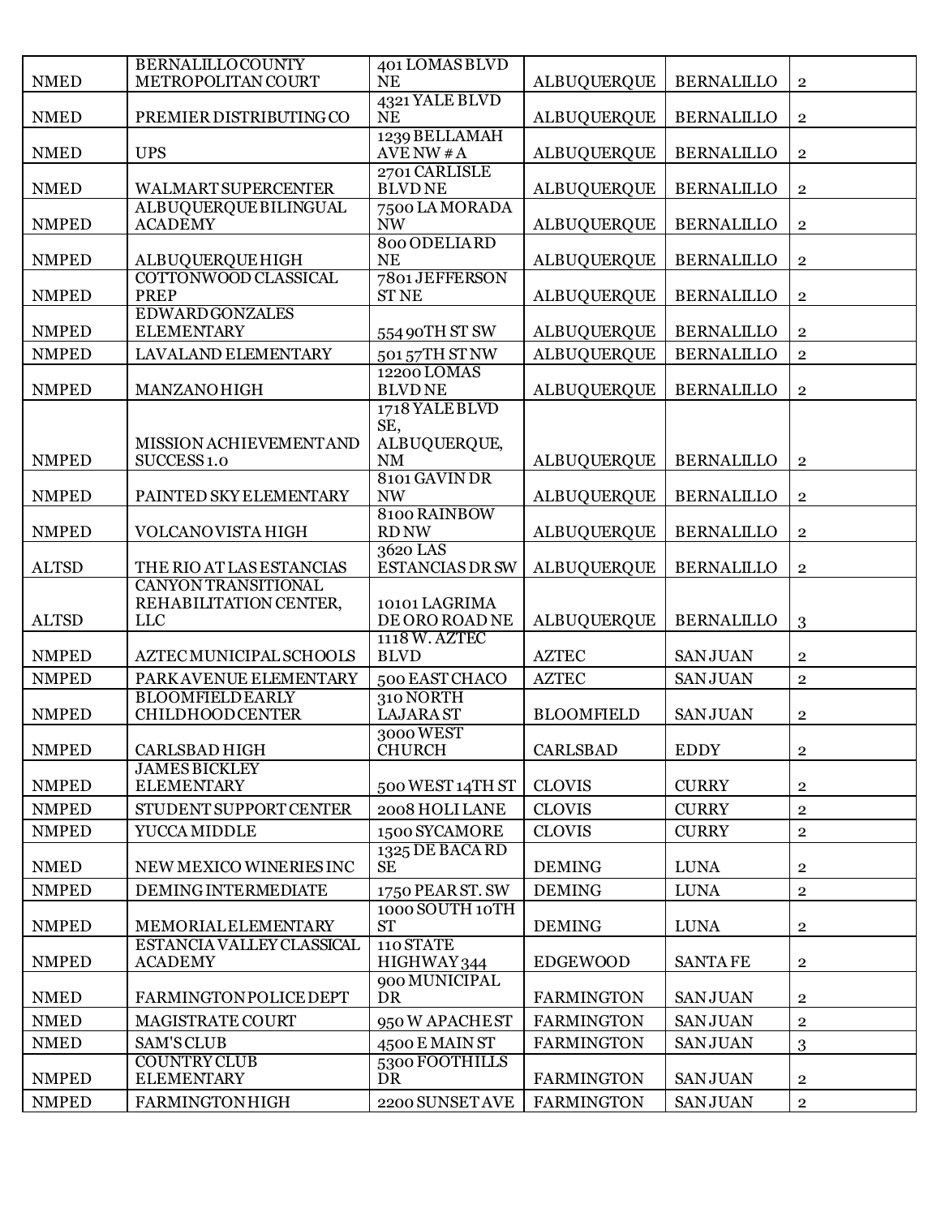| NMED | BERNALILLO COUNTY METROPOLITAN COURT | 401 LOMAS BLVD NE | ALBUQUERQUE | BERNALILLO | 2 |
|---|---|---|---|---|---|
| NMED | PREMIER DISTRIBUTING CO | 4321 YALE BLVD NE | ALBUQUERQUE | BERNALILLO | 2 |
| NMED | UPS | 1239 BELLAMAH AVE NW # A | ALBUQUERQUE | BERNALILLO | 2 |
| NMED | WALMART SUPERCENTER | 2701 CARLISLE BLVD NE | ALBUQUERQUE | BERNALILLO | 2 |
| NMPED | ALBUQUERQUE BILINGUAL ACADEMY | 7500 LA MORADA NW | ALBUQUERQUE | BERNALILLO | 2 |
| NMPED | ALBUQUERQUE HIGH | 800 ODELIA RD NE | ALBUQUERQUE | BERNALILLO | 2 |
| NMPED | COTTONWOOD CLASSICAL PREP | 7801 JEFFERSON ST NE | ALBUQUERQUE | BERNALILLO | 2 |
| NMPED | EDWARD GONZALES ELEMENTARY | 554 90TH ST SW | ALBUQUERQUE | BERNALILLO | 2 |
| NMPED | LAVALAND ELEMENTARY | 501 57TH ST NW | ALBUQUERQUE | BERNALILLO | 2 |
| NMPED | MANZANO HIGH | 12200 LOMAS BLVD NE | ALBUQUERQUE | BERNALILLO | 2 |
| NMPED | MISSION ACHIEVEMENT AND SUCCESS 1.0 | 1718 YALE BLVD SE, ALBUQUERQUE, NM | ALBUQUERQUE | BERNALILLO | 2 |
| NMPED | PAINTED SKY ELEMENTARY | 8101 GAVIN DR NW | ALBUQUERQUE | BERNALILLO | 2 |
| NMPED | VOLCANO VISTA HIGH | 8100 RAINBOW RD NW | ALBUQUERQUE | BERNALILLO | 2 |
| ALTSD | THE RIO AT LAS ESTANCIAS | 3620 LAS ESTANCIAS DR SW | ALBUQUERQUE | BERNALILLO | 2 |
| ALTSD | CANYON TRANSITIONAL REHABILITATION CENTER, LLC | 10101 LAGRIMA DE ORO ROAD NE | ALBUQUERQUE | BERNALILLO | 3 |
| NMPED | AZTEC MUNICIPAL SCHOOLS | 1118 W. AZTEC BLVD | AZTEC | SAN JUAN | 2 |
| NMPED | PARK AVENUE ELEMENTARY | 500 EAST CHACO | AZTEC | SAN JUAN | 2 |
| NMPED | BLOOMFIELD EARLY CHILDHOOD CENTER | 310 NORTH LAJARA ST | BLOOMFIELD | SAN JUAN | 2 |
| NMPED | CARLSBAD HIGH | 3000 WEST CHURCH | CARLSBAD | EDDY | 2 |
| NMPED | JAMES BICKLEY ELEMENTARY | 500 WEST 14TH ST | CLOVIS | CURRY | 2 |
| NMPED | STUDENT SUPPORT CENTER | 2008 HOLI LANE | CLOVIS | CURRY | 2 |
| NMPED | YUCCA MIDDLE | 1500 SYCAMORE | CLOVIS | CURRY | 2 |
| NMED | NEW MEXICO WINERIES INC | 1325 DE BACA RD SE | DEMING | LUNA | 2 |
| NMPED | DEMING INTERMEDIATE | 1750 PEAR ST. SW | DEMING | LUNA | 2 |
| NMPED | MEMORIAL ELEMENTARY | 1000 SOUTH 10TH ST | DEMING | LUNA | 2 |
| NMPED | ESTANCIA VALLEY CLASSICAL ACADEMY | 110 STATE HIGHWAY 344 | EDGEWOOD | SANTA FE | 2 |
| NMED | FARMINGTON POLICE DEPT | 900 MUNICIPAL DR | FARMINGTON | SAN JUAN | 2 |
| NMED | MAGISTRATE COURT | 950 W APACHE ST | FARMINGTON | SAN JUAN | 2 |
| NMED | SAM'S CLUB | 4500 E MAIN ST | FARMINGTON | SAN JUAN | 3 |
| NMPED | COUNTRY CLUB ELEMENTARY | 5300 FOOTHILLS DR | FARMINGTON | SAN JUAN | 2 |
| NMPED | FARMINGTON HIGH | 2200 SUNSET AVE | FARMINGTON | SAN JUAN | 2 |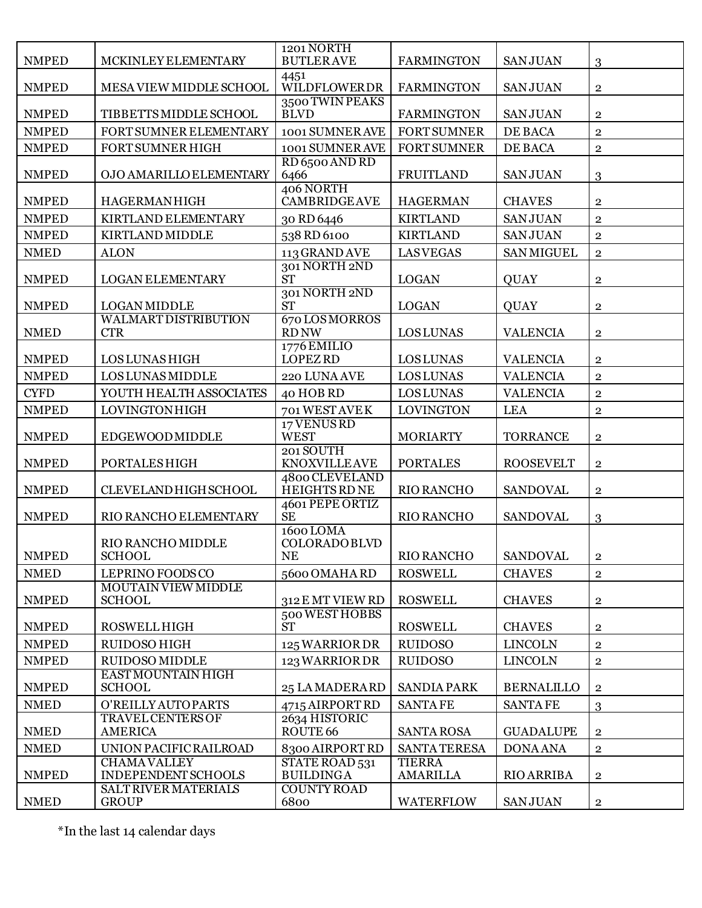| | | | | | |
|---|---|---|---|---|---|
| NMPED | MCKINLEY ELEMENTARY | 1201 NORTH BUTLER AVE | FARMINGTON | SAN JUAN | 3 |
| NMPED | MESA VIEW MIDDLE SCHOOL | 4451 WILDFLOWER DR | FARMINGTON | SAN JUAN | 2 |
| NMPED | TIBBETTS MIDDLE SCHOOL | 3500 TWIN PEAKS BLVD | FARMINGTON | SAN JUAN | 2 |
| NMPED | FORT SUMNER ELEMENTARY | 1001 SUMNER AVE | FORT SUMNER | DE BACA | 2 |
| NMPED | FORT SUMNER HIGH | 1001 SUMNER AVE | FORT SUMNER | DE BACA | 2 |
| NMPED | OJO AMARILLO ELEMENTARY | RD 6500 AND RD 6466 | FRUITLAND | SAN JUAN | 3 |
| NMPED | HAGERMAN HIGH | 406 NORTH CAMBRIDGE AVE | HAGERMAN | CHAVES | 2 |
| NMPED | KIRTLAND ELEMENTARY | 30 RD 6446 | KIRTLAND | SAN JUAN | 2 |
| NMPED | KIRTLAND MIDDLE | 538 RD 6100 | KIRTLAND | SAN JUAN | 2 |
| NMED | ALON | 113 GRAND AVE | LAS VEGAS | SAN MIGUEL | 2 |
| NMPED | LOGAN ELEMENTARY | 301 NORTH 2ND ST | LOGAN | QUAY | 2 |
| NMPED | LOGAN MIDDLE | 301 NORTH 2ND ST | LOGAN | QUAY | 2 |
| NMED | WALMART DISTRIBUTION CTR | 670 LOS MORROS RD NW | LOS LUNAS | VALENCIA | 2 |
| NMPED | LOS LUNAS HIGH | 1776 EMILIO LOPEZ RD | LOS LUNAS | VALENCIA | 2 |
| NMPED | LOS LUNAS MIDDLE | 220 LUNA AVE | LOS LUNAS | VALENCIA | 2 |
| CYFD | YOUTH HEALTH ASSOCIATES | 40 HOB RD | LOS LUNAS | VALENCIA | 2 |
| NMPED | LOVINGTON HIGH | 701 WEST AVE K | LOVINGTON | LEA | 2 |
| NMPED | EDGEWOOD MIDDLE | 17 VENUS RD WEST | MORIARTY | TORRANCE | 2 |
| NMPED | PORTALES HIGH | 201 SOUTH KNOXVILLE AVE | PORTALES | ROOSEVELT | 2 |
| NMPED | CLEVELAND HIGH SCHOOL | 4800 CLEVELAND HEIGHTS RD NE | RIO RANCHO | SANDOVAL | 2 |
| NMPED | RIO RANCHO ELEMENTARY | 4601 PEPE ORTIZ SE | RIO RANCHO | SANDOVAL | 3 |
| NMPED | RIO RANCHO MIDDLE SCHOOL | 1600 LOMA COLORADO BLVD NE | RIO RANCHO | SANDOVAL | 2 |
| NMED | LEPRINO FOODS CO | 5600 OMAHA RD | ROSWELL | CHAVES | 2 |
| NMPED | MOUTAIN VIEW MIDDLE SCHOOL | 312 E MT VIEW RD | ROSWELL | CHAVES | 2 |
| NMPED | ROSWELL HIGH | 500 WEST HOBBS ST | ROSWELL | CHAVES | 2 |
| NMPED | RUIDOSO HIGH | 125 WARRIOR DR | RUIDOSO | LINCOLN | 2 |
| NMPED | RUIDOSO MIDDLE | 123 WARRIOR DR | RUIDOSO | LINCOLN | 2 |
| NMPED | EAST MOUNTAIN HIGH SCHOOL | 25 LA MADERA RD | SANDIA PARK | BERNALILLO | 2 |
| NMED | O'REILLY AUTO PARTS | 4715 AIRPORT RD | SANTA FE | SANTA FE | 3 |
| NMED | TRAVEL CENTERS OF AMERICA | 2634 HISTORIC ROUTE 66 | SANTA ROSA | GUADALUPE | 2 |
| NMED | UNION PACIFIC RAILROAD | 8300 AIRPORT RD | SANTA TERESA | DONA ANA | 2 |
| NMPED | CHAMA VALLEY INDEPENDENT SCHOOLS | STATE ROAD 531 BUILDING A | TIERRA AMARILLA | RIO ARRIBA | 2 |
| NMED | SALT RIVER MATERIALS GROUP | COUNTY ROAD 6800 | WATERFLOW | SAN JUAN | 2 |

*In the last 14 calendar days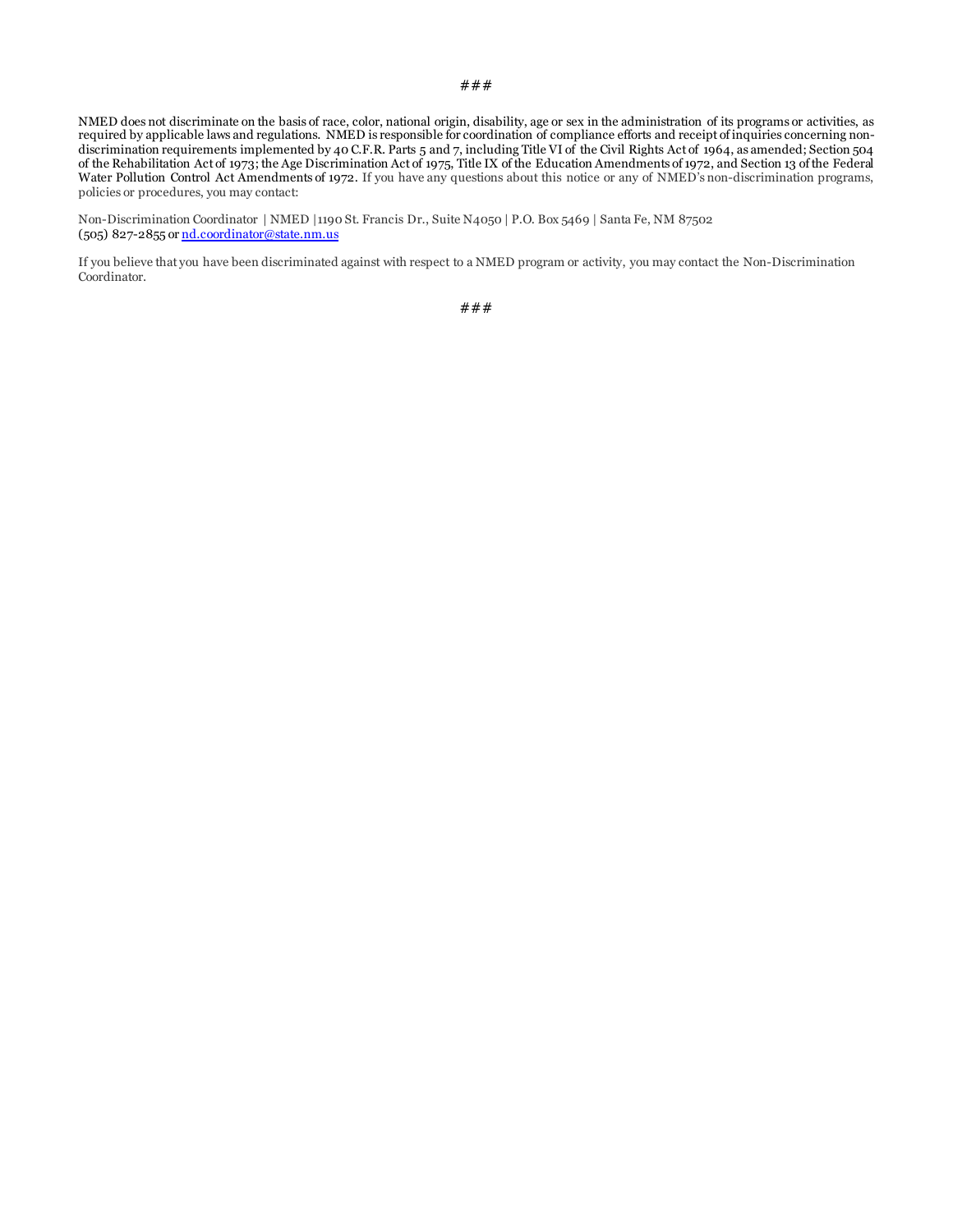###

NMED does not discriminate on the basis of race, color, national origin, disability, age or sex in the administration of its programs or activities, as required by applicable laws and regulations. NMED is responsible for coordination of compliance efforts and receipt of inquiries concerning non-discrimination requirements implemented by 40 C.F.R. Parts 5 and 7, including Title VI of the Civil Rights Act of 1964, as amended; Section 504 of the Rehabilitation Act of 1973; the Age Discrimination Act of 1975, Title IX of the Education Amendments of 1972, and Section 13 of the Federal Water Pollution Control Act Amendments of 1972. If you have any questions about this notice or any of NMED's non-discrimination programs, policies or procedures, you may contact:

Non-Discrimination Coordinator | NMED |1190 St. Francis Dr., Suite N4050 | P.O. Box 5469 | Santa Fe, NM 87502
(505) 827-2855 or nd.coordinator@state.nm.us

If you believe that you have been discriminated against with respect to a NMED program or activity, you may contact the Non-Discrimination Coordinator.

###